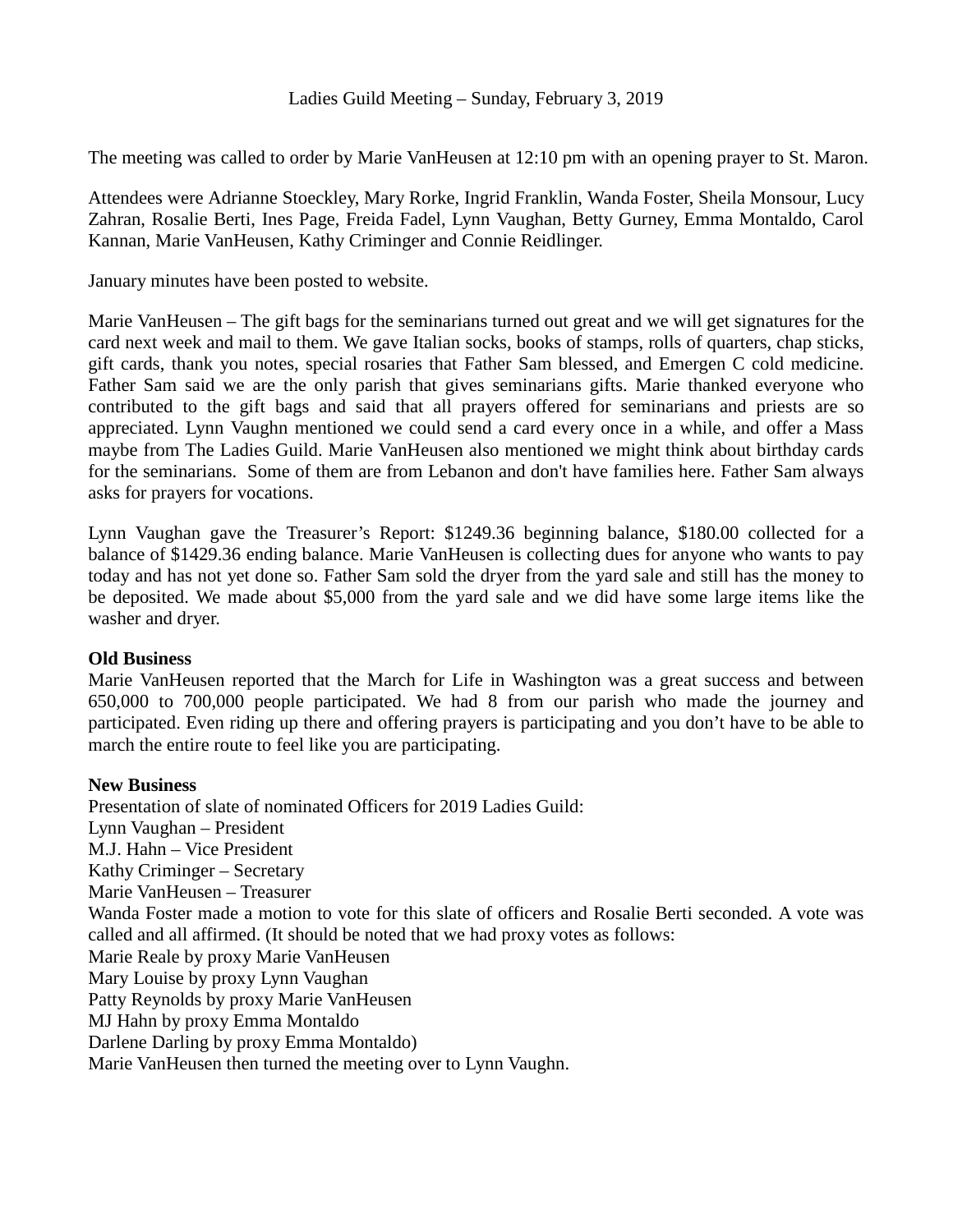Ladies Guild Meeting – Sunday, February 3, 2019

The meeting was called to order by Marie VanHeusen at 12:10 pm with an opening prayer to St. Maron.

Attendees were Adrianne Stoeckley, Mary Rorke, Ingrid Franklin, Wanda Foster, Sheila Monsour, Lucy Zahran, Rosalie Berti, Ines Page, Freida Fadel, Lynn Vaughan, Betty Gurney, Emma Montaldo, Carol Kannan, Marie VanHeusen, Kathy Criminger and Connie Reidlinger.

January minutes have been posted to website.

Marie VanHeusen – The gift bags for the seminarians turned out great and we will get signatures for the card next week and mail to them. We gave Italian socks, books of stamps, rolls of quarters, chap sticks, gift cards, thank you notes, special rosaries that Father Sam blessed, and Emergen C cold medicine. Father Sam said we are the only parish that gives seminarians gifts. Marie thanked everyone who contributed to the gift bags and said that all prayers offered for seminarians and priests are so appreciated. Lynn Vaughn mentioned we could send a card every once in a while, and offer a Mass maybe from The Ladies Guild. Marie VanHeusen also mentioned we might think about birthday cards for the seminarians. Some of them are from Lebanon and don't have families here. Father Sam always asks for prayers for vocations.

Lynn Vaughan gave the Treasurer's Report: $1249.36 beginning balance, $180.00 collected for a balance of $1429.36 ending balance. Marie VanHeusen is collecting dues for anyone who wants to pay today and has not yet done so. Father Sam sold the dryer from the yard sale and still has the money to be deposited. We made about $5,000 from the yard sale and we did have some large items like the washer and dryer.

**Old Business**
Marie VanHeusen reported that the March for Life in Washington was a great success and between 650,000 to 700,000 people participated. We had 8 from our parish who made the journey and participated. Even riding up there and offering prayers is participating and you don't have to be able to march the entire route to feel like you are participating.

**New Business**
Presentation of slate of nominated Officers for 2019 Ladies Guild:
Lynn Vaughan – President
M.J. Hahn – Vice President
Kathy Criminger – Secretary
Marie VanHeusen – Treasurer
Wanda Foster made a motion to vote for this slate of officers and Rosalie Berti seconded. A vote was called and all affirmed. (It should be noted that we had proxy votes as follows:
Marie Reale by proxy Marie VanHeusen
Mary Louise by proxy Lynn Vaughan
Patty Reynolds by proxy Marie VanHeusen
MJ Hahn by proxy Emma Montaldo
Darlene Darling by proxy Emma Montaldo)
Marie VanHeusen then turned the meeting over to Lynn Vaughn.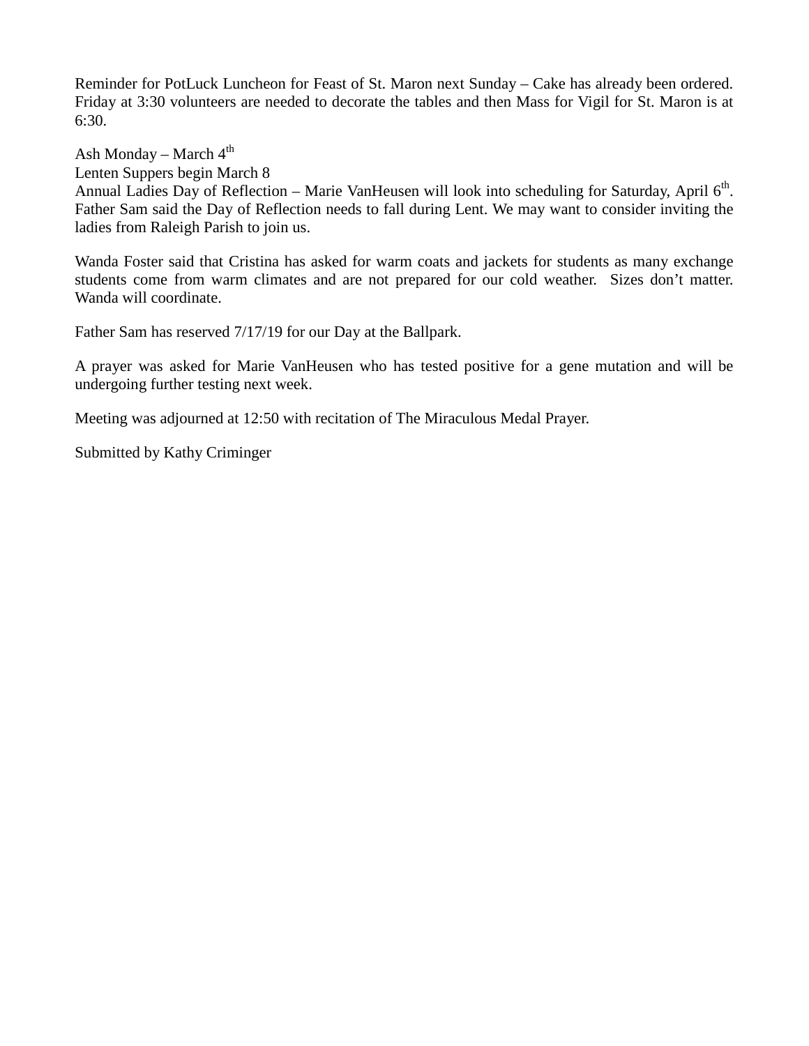Reminder for PotLuck Luncheon for Feast of St. Maron next Sunday – Cake has already been ordered. Friday at 3:30 volunteers are needed to decorate the tables and then Mass for Vigil for St. Maron is at 6:30.

Ash Monday – March 4th
Lenten Suppers begin March 8
Annual Ladies Day of Reflection – Marie VanHeusen will look into scheduling for Saturday, April 6th. Father Sam said the Day of Reflection needs to fall during Lent. We may want to consider inviting the ladies from Raleigh Parish to join us.

Wanda Foster said that Cristina has asked for warm coats and jackets for students as many exchange students come from warm climates and are not prepared for our cold weather. Sizes don't matter. Wanda will coordinate.

Father Sam has reserved 7/17/19 for our Day at the Ballpark.

A prayer was asked for Marie VanHeusen who has tested positive for a gene mutation and will be undergoing further testing next week.

Meeting was adjourned at 12:50 with recitation of The Miraculous Medal Prayer.

Submitted by Kathy Criminger